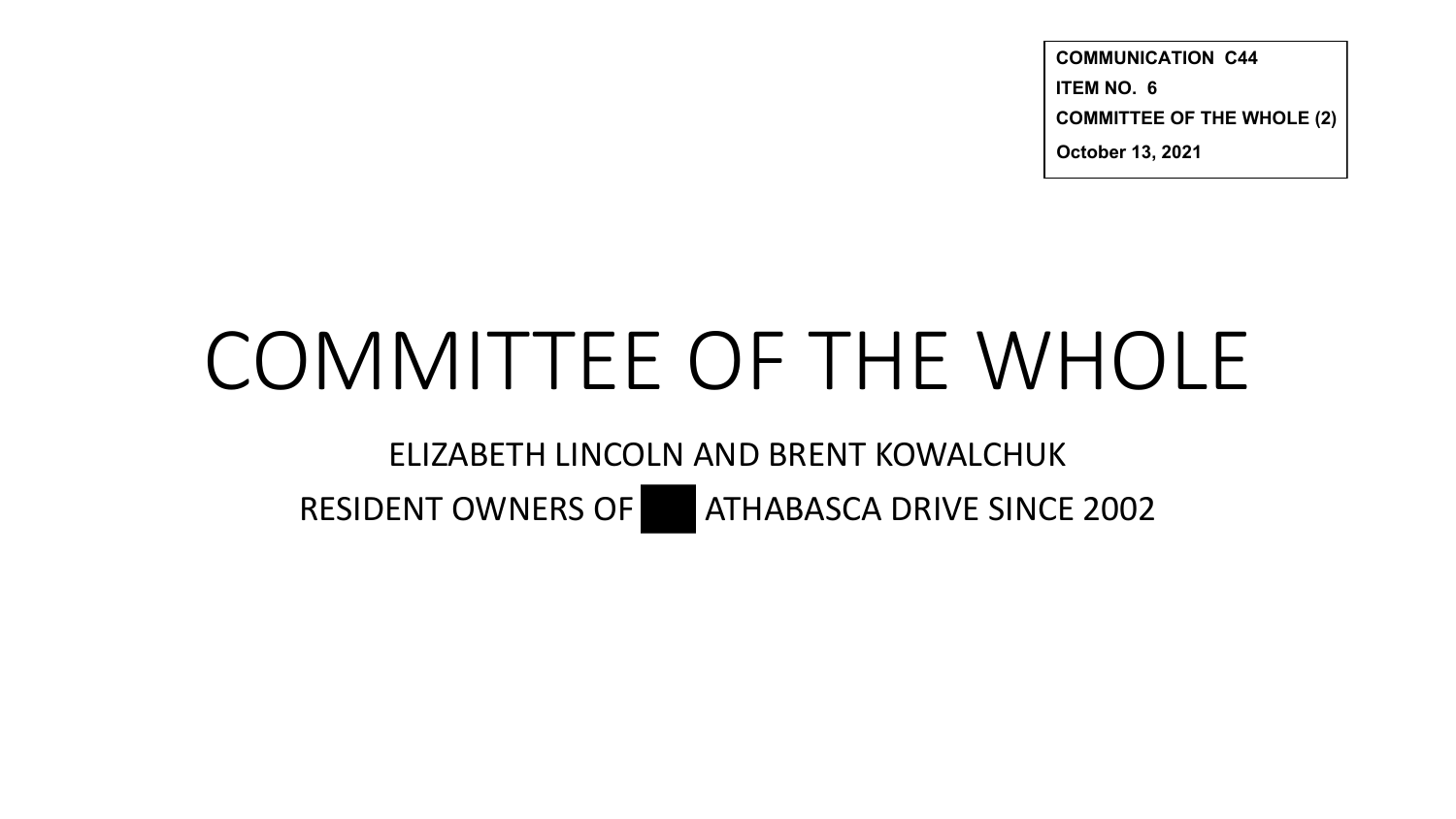**COMMUNICATION C44**
**ITEM NO. 6**
**COMMITTEE OF THE WHOLE (2)**
**October 13, 2021**

# COMMITTEE OF THE WHOLE

ELIZABETH LINCOLN AND BRENT KOWALCHUK

RESIDENT OWNERS OF ███ ATHABASCA DRIVE SINCE 2002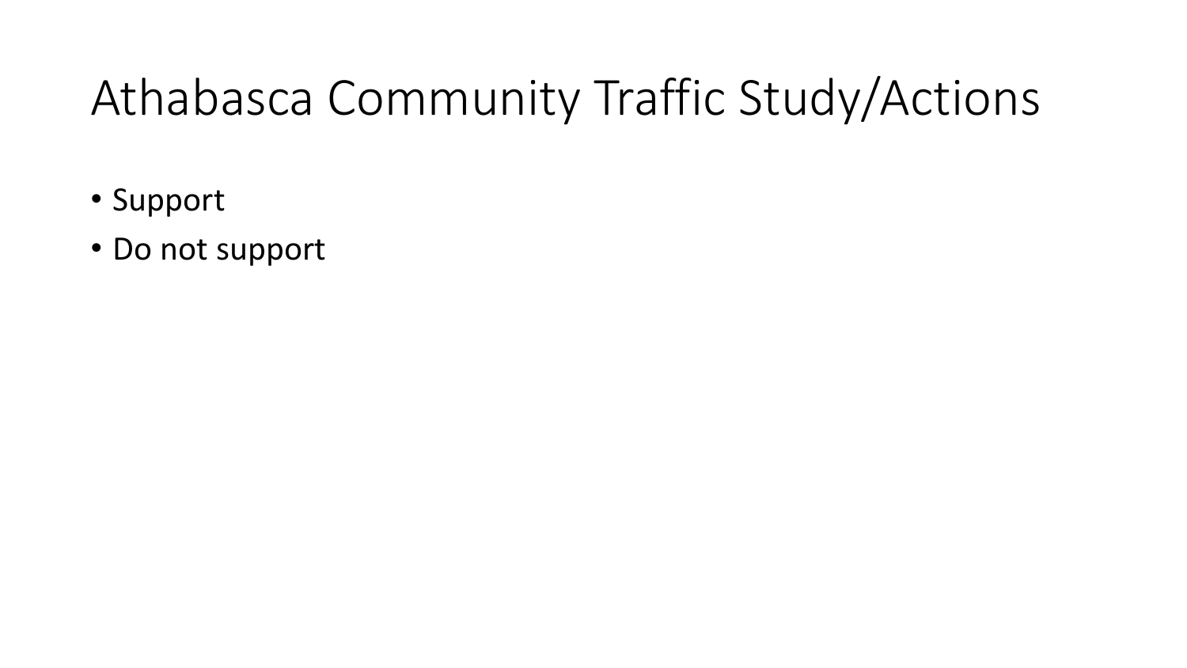# Athabasca Community Traffic Study/Actions

- Support
- Do not support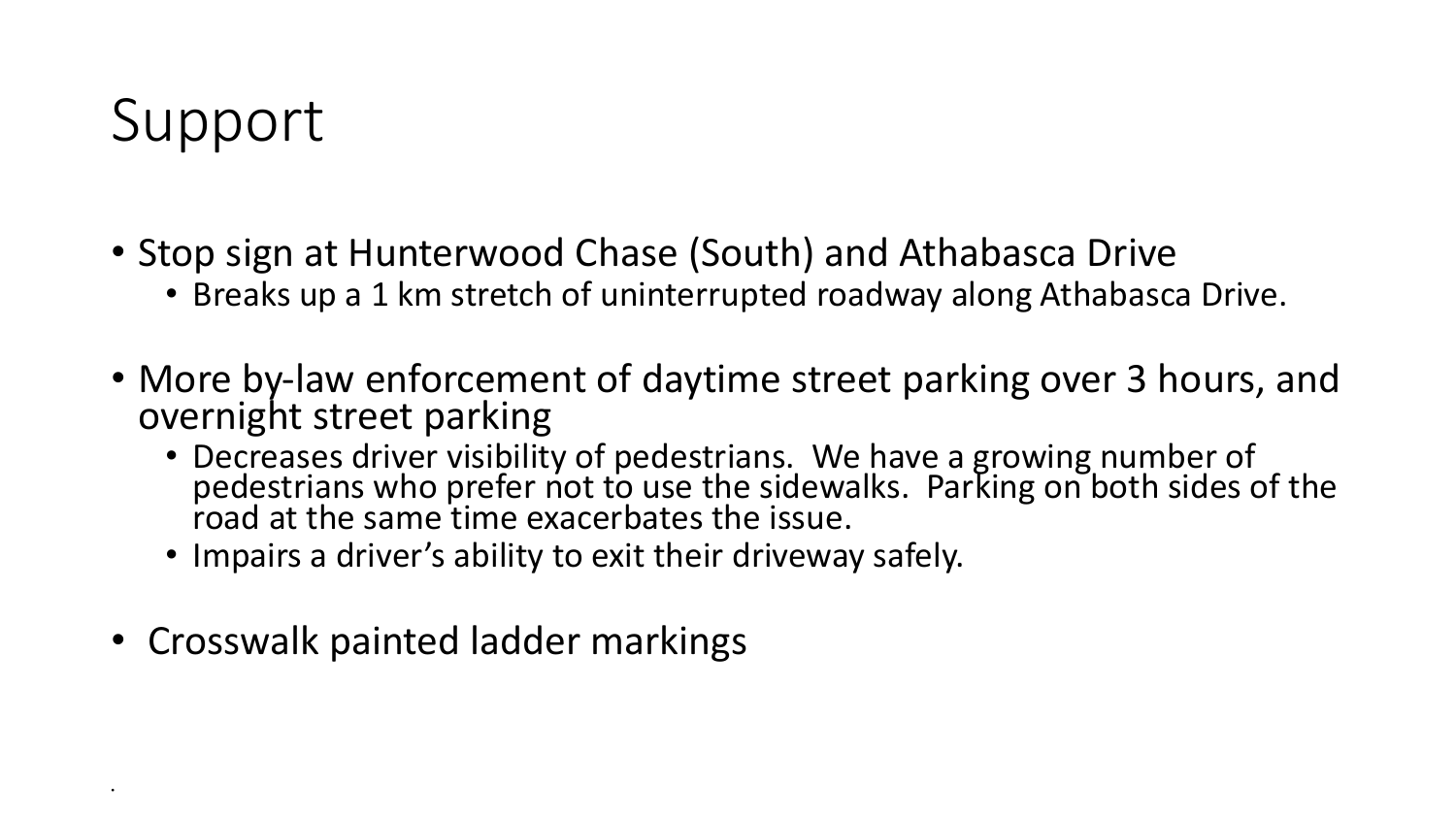# Support

- Stop sign at Hunterwood Chase (South) and Athabasca Drive
  - Breaks up a 1 km stretch of uninterrupted roadway along Athabasca Drive.
- More by-law enforcement of daytime street parking over 3 hours, and overnight street parking
  - Decreases driver visibility of pedestrians. We have a growing number of pedestrians who prefer not to use the sidewalks. Parking on both sides of the road at the same time exacerbates the issue.
  - Impairs a driver's ability to exit their driveway safely.
- Crosswalk painted ladder markings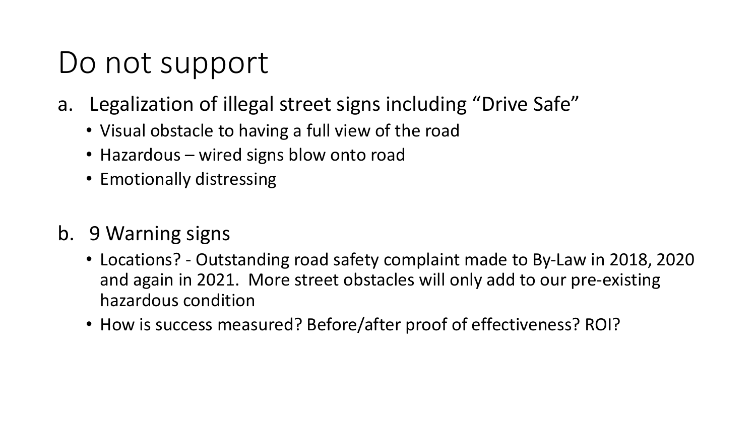# Do not support

a. Legalization of illegal street signs including "Drive Safe"
   - Visual obstacle to having a full view of the road
   - Hazardous – wired signs blow onto road
   - Emotionally distressing

b. 9 Warning signs
   - Locations? - Outstanding road safety complaint made to By-Law in 2018, 2020 and again in 2021. More street obstacles will only add to our pre-existing hazardous condition
   - How is success measured? Before/after proof of effectiveness? ROI?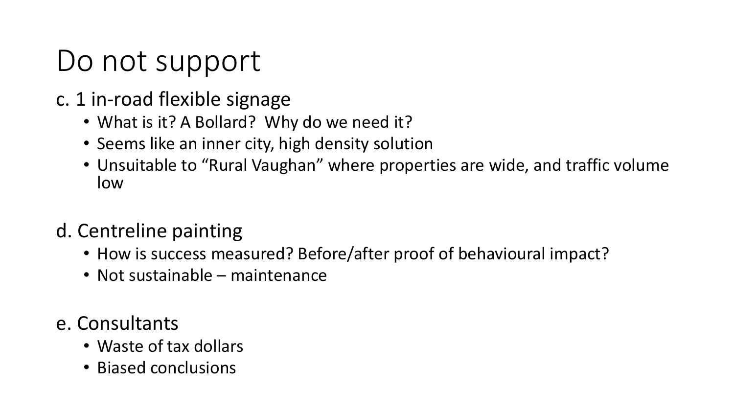# Do not support

## c. 1 in-road flexible signage

- What is it? A Bollard?  Why do we need it?
- Seems like an inner city, high density solution
- Unsuitable to "Rural Vaughan" where properties are wide, and traffic volume low

## d. Centreline painting

- How is success measured? Before/after proof of behavioural impact?
- Not sustainable – maintenance

## e. Consultants

- Waste of tax dollars
- Biased conclusions